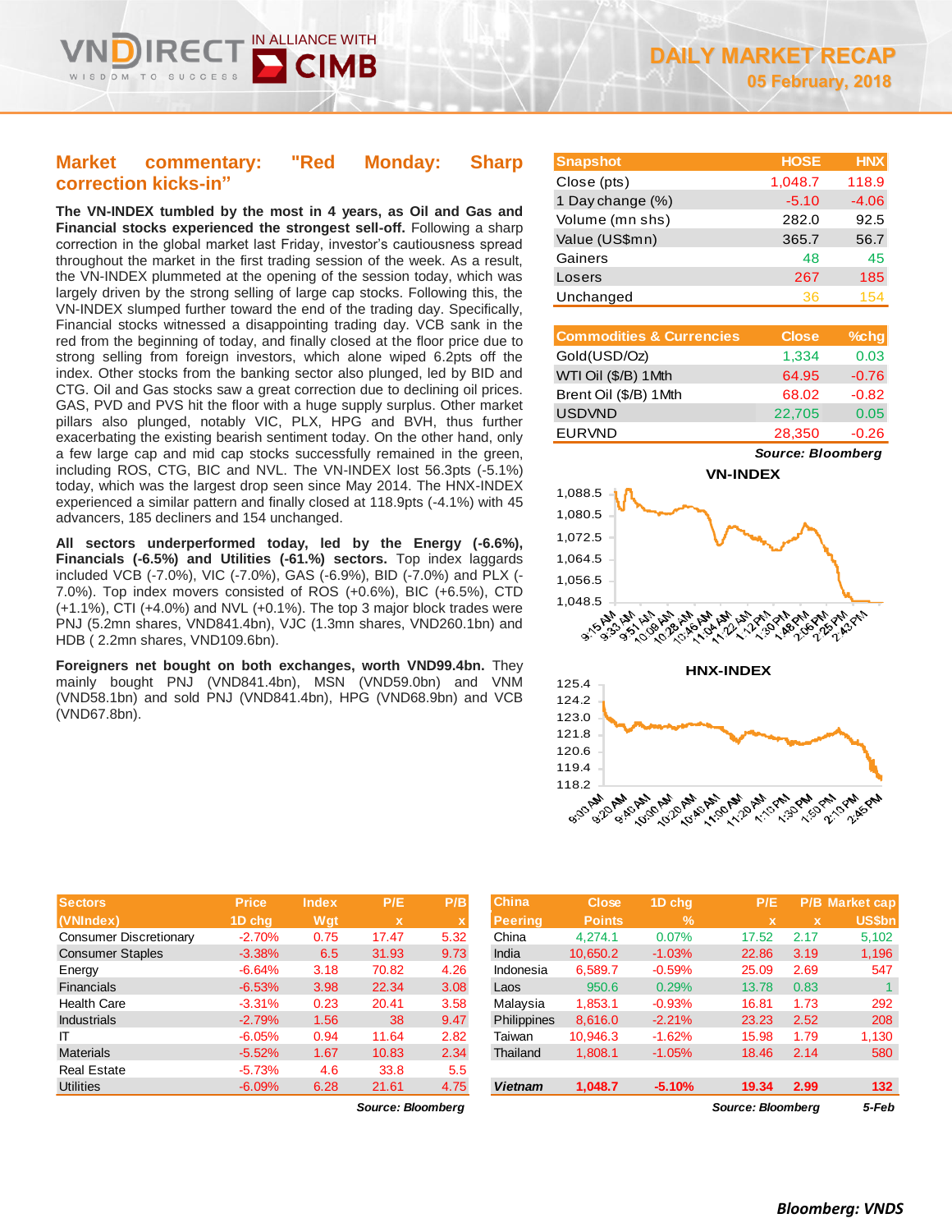# DAILY MARKET RECAP

**05 February, 2018**

## Market commentary: "Red Monday: Sharp correction kicks-in"

**The VN-INDEX tumbled by the most in 4 years, as Oil and Gas and Financial stocks experienced the strongest sell-off.** Following a sharp correction in the global market last Friday, investor's cautiousness spread throughout the market in the first trading session of the week. As a result, the VN-INDEX plummeted at the opening of the session today, which was largely driven by the strong selling of large cap stocks. Following this, the VN-INDEX slumped further toward the end of the trading day. Specifically, Financial stocks witnessed a disappointing trading day. VCB sank in the red from the beginning of today, and finally closed at the floor price due to strong selling from foreign investors, which alone wiped 6.2pts off the index. Other stocks from the banking sector also plunged, led by BID and CTG. Oil and Gas stocks saw a great correction due to declining oil prices. GAS, PVD and PVS hit the floor with a huge supply surplus. Other market pillars also plunged, notably VIC, PLX, HPG and BVH, thus further exacerbating the existing bearish sentiment today. On the other hand, only a few large cap and mid cap stocks successfully remained in the green, including ROS, CTG, BIC and NVL. The VN-INDEX lost 56.3pts (-5.1%) today, which was the largest drop seen since May 2014. The HNX-INDEX experienced a similar pattern and finally closed at 118.9pts (-4.1%) with 45 advancers, 185 decliners and 154 unchanged.

**All sectors underperformed today, led by the Energy (-6.6%), Financials (-6.5%) and Utilities (-61.%) sectors.** Top index laggards included VCB (-7.0%), VIC (-7.0%), GAS (-6.9%), BID (-7.0%) and PLX (-7.0%). Top index movers consisted of ROS (+0.6%), BIC (+6.5%), CTD (+1.1%), CTI (+4.0%) and NVL (+0.1%). The top 3 major block trades were PNJ (5.2mn shares, VND841.4bn), VJC (1.3mn shares, VND260.1bn) and HDB ( 2.2mn shares, VND109.6bn).

**Foreigners net bought on both exchanges, worth VND99.4bn.** They mainly bought PNJ (VND841.4bn), MSN (VND59.0bn) and VNM (VND58.1bn) and sold PNJ (VND841.4bn), HPG (VND68.9bn) and VCB (VND67.8bn).

| Snapshot | HOSE | HNX |
|---|---|---|
| Close (pts) | 1,048.7 | 118.9 |
| 1 Day change (%) | -5.10 | -4.06 |
| Volume (mn shs) | 282.0 | 92.5 |
| Value (US$mn) | 365.7 | 56.7 |
| Gainers | 48 | 45 |
| Losers | 267 | 185 |
| Unchanged | 36 | 154 |

| Commodities & Currencies | Close | %chg |
|---|---|---|
| Gold(USD/Oz) | 1,334 | 0.03 |
| WTI Oil ($/B) 1Mth | 64.95 | -0.76 |
| Brent Oil ($/B) 1Mth | 68.02 | -0.82 |
| USDVND | 22,705 | 0.05 |
| EURVND | 28,350 | -0.26 |

*Source: Bloomberg*

**VN-INDEX**

**HNX-INDEX**

| Sectors (VNIndex) | Price 1D chg | Index Wgt | P/E x | P/B x |
|---|---|---|---|---|
| Consumer Discretionary | -2.70% | 0.75 | 17.47 | 5.32 |
| Consumer Staples | -3.38% | 6.5 | 31.93 | 9.73 |
| Energy | -6.64% | 3.18 | 70.82 | 4.26 |
| Financials | -6.53% | 3.98 | 22.34 | 3.08 |
| Health Care | -3.31% | 0.23 | 20.41 | 3.58 |
| Industrials | -2.79% | 1.56 | 38 | 9.47 |
| IT | -6.05% | 0.94 | 11.64 | 2.82 |
| Materials | -5.52% | 1.67 | 10.83 | 2.34 |
| Real Estate | -5.73% | 4.6 | 33.8 | 5.5 |
| Utilities | -6.09% | 6.28 | 21.61 | 4.75 |

*Source: Bloomberg*

| China Peering | Close Points | 1D chg % | P/E x | P/B x | Market cap US$bn |
|---|---|---|---|---|---|
| China | 4,274.1 | 0.07% | 17.52 | 2.17 | 5,102 |
| India | 10,650.2 | -1.03% | 22.86 | 3.19 | 1,196 |
| Indonesia | 6,589.7 | -0.59% | 25.09 | 2.69 | 547 |
| Laos | 950.6 | 0.29% | 13.78 | 0.83 | 1 |
| Malaysia | 1,853.1 | -0.93% | 16.81 | 1.73 | 292 |
| Philippines | 8,616.0 | -2.21% | 23.23 | 2.52 | 208 |
| Taiwan | 10,946.3 | -1.62% | 15.98 | 1.79 | 1,130 |
| Thailand | 1,808.1 | -1.05% | 18.46 | 2.14 | 580 |
| **Vietnam** | **1,048.7** | **-5.10%** | **19.34** | **2.99** | **132** |

*Source: Bloomberg* 5-Feb

*Bloomberg: VNDS*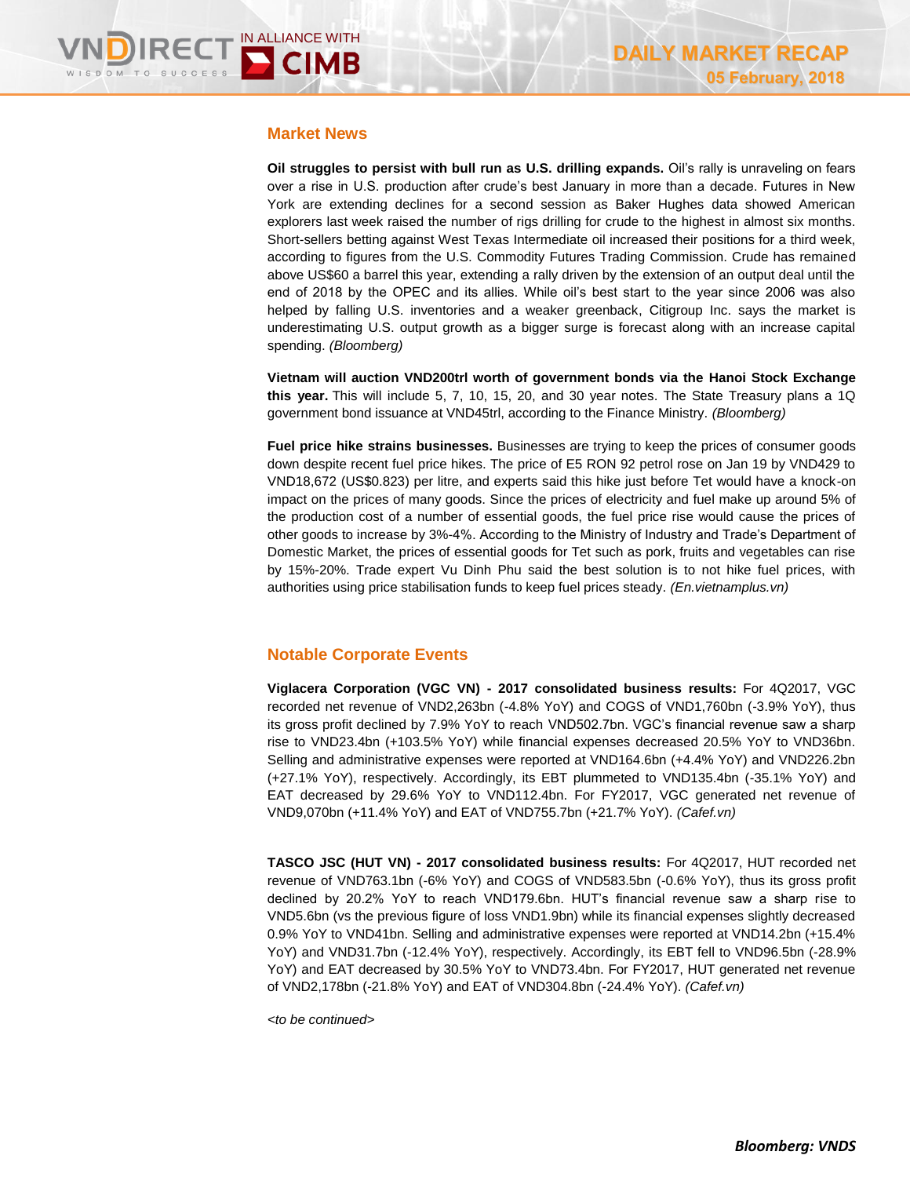## Market News

**Oil struggles to persist with bull run as U.S. drilling expands.** Oil's rally is unraveling on fears over a rise in U.S. production after crude's best January in more than a decade. Futures in New York are extending declines for a second session as Baker Hughes data showed American explorers last week raised the number of rigs drilling for crude to the highest in almost six months. Short-sellers betting against West Texas Intermediate oil increased their positions for a third week, according to figures from the U.S. Commodity Futures Trading Commission. Crude has remained above US$60 a barrel this year, extending a rally driven by the extension of an output deal until the end of 2018 by the OPEC and its allies. While oil's best start to the year since 2006 was also helped by falling U.S. inventories and a weaker greenback, Citigroup Inc. says the market is underestimating U.S. output growth as a bigger surge is forecast along with an increase capital spending. *(Bloomberg)*

**Vietnam will auction VND200trl worth of government bonds via the Hanoi Stock Exchange this year.** This will include 5, 7, 10, 15, 20, and 30 year notes. The State Treasury plans a 1Q government bond issuance at VND45trl, according to the Finance Ministry. *(Bloomberg)*

**Fuel price hike strains businesses.** Businesses are trying to keep the prices of consumer goods down despite recent fuel price hikes. The price of E5 RON 92 petrol rose on Jan 19 by VND429 to VND18,672 (US$0.823) per litre, and experts said this hike just before Tet would have a knock-on impact on the prices of many goods. Since the prices of electricity and fuel make up around 5% of the production cost of a number of essential goods, the fuel price rise would cause the prices of other goods to increase by 3%-4%. According to the Ministry of Industry and Trade's Department of Domestic Market, the prices of essential goods for Tet such as pork, fruits and vegetables can rise by 15%-20%. Trade expert Vu Dinh Phu said the best solution is to not hike fuel prices, with authorities using price stabilisation funds to keep fuel prices steady. *(En.vietnamplus.vn)*

## Notable Corporate Events

**Viglacera Corporation (VGC VN) - 2017 consolidated business results:** For 4Q2017, VGC recorded net revenue of VND2,263bn (-4.8% YoY) and COGS of VND1,760bn (-3.9% YoY), thus its gross profit declined by 7.9% YoY to reach VND502.7bn. VGC's financial revenue saw a sharp rise to VND23.4bn (+103.5% YoY) while financial expenses decreased 20.5% YoY to VND36bn. Selling and administrative expenses were reported at VND164.6bn (+4.4% YoY) and VND226.2bn (+27.1% YoY), respectively. Accordingly, its EBT plummeted to VND135.4bn (-35.1% YoY) and EAT decreased by 29.6% YoY to VND112.4bn. For FY2017, VGC generated net revenue of VND9,070bn (+11.4% YoY) and EAT of VND755.7bn (+21.7% YoY). *(Cafef.vn)*

**TASCO JSC (HUT VN) - 2017 consolidated business results:** For 4Q2017, HUT recorded net revenue of VND763.1bn (-6% YoY) and COGS of VND583.5bn (-0.6% YoY), thus its gross profit declined by 20.2% YoY to reach VND179.6bn. HUT's financial revenue saw a sharp rise to VND5.6bn (vs the previous figure of loss VND1.9bn) while its financial expenses slightly decreased 0.9% YoY to VND41bn. Selling and administrative expenses were reported at VND14.2bn (+15.4% YoY) and VND31.7bn (-12.4% YoY), respectively. Accordingly, its EBT fell to VND96.5bn (-28.9% YoY) and EAT decreased by 30.5% YoY to VND73.4bn. For FY2017, HUT generated net revenue of VND2,178bn (-21.8% YoY) and EAT of VND304.8bn (-24.4% YoY). *(Cafef.vn)*

*<to be continued>*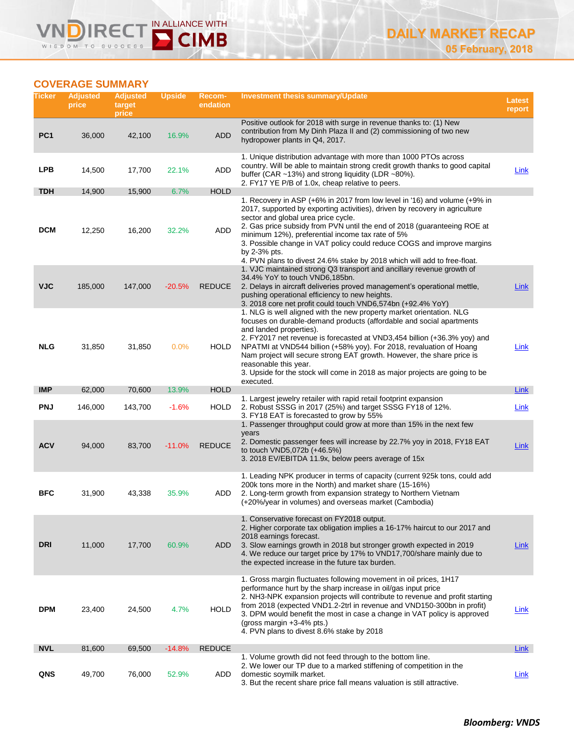## COVERAGE SUMMARY

| Ticker | Adjusted price | Adjusted target price | Upside | Recom-endation | Investment thesis summary/Update | Latest report |
|---|---|---|---|---|---|---|
| PC1 | 36,000 | 42,100 | 16.9% | ADD | Positive outlook for 2018 with surge in revenue thanks to: (1) New contribution from My Dinh Plaza II and (2) commissioning of two new hydropower plants in Q4, 2017. | |
| LPB | 14,500 | 17,700 | 22.1% | ADD | 1. Unique distribution advantage with more than 1000 PTOs across country. Will be able to maintain strong credit growth thanks to good capital buffer (CAR ~13%) and strong liquidity (LDR ~80%).<br>2. FY17 YE P/B of 1.0x, cheap relative to peers. | Link |
| TDH | 14,900 | 15,900 | 6.7% | HOLD | | |
| DCM | 12,250 | 16,200 | 32.2% | ADD | 1. Recovery in ASP (+6% in 2017 from low level in '16) and volume (+9% in 2017, supported by exporting activities), driven by recovery in agriculture sector and global urea price cycle.<br>2. Gas price subsidy from PVN until the end of 2018 (guaranteeing ROE at minimum 12%), preferential income tax rate of 5%<br>3. Possible change in VAT policy could reduce COGS and improve margins by 2-3% pts.<br>4. PVN plans to divest 24.6% stake by 2018 which will add to free-float. | |
| VJC | 185,000 | 147,000 | -20.5% | REDUCE | 1. VJC maintained strong Q3 transport and ancillary revenue growth of 34.4% YoY to touch VND6,185bn.<br>2. Delays in aircraft deliveries proved management's operational mettle, pushing operational efficiency to new heights.<br>3. 2018 core net profit could touch VND6,574bn (+92.4% YoY) | Link |
| NLG | 31,850 | 31,850 | 0.0% | HOLD | 1. NLG is well aligned with the new property market orientation. NLG focuses on durable-demand products (affordable and social apartments and landed properties).<br>2. FY2017 net revenue is forecasted at VND3,454 billion (+36.3% yoy) and NPATMI at VND544 billion (+58% yoy). For 2018, revaluation of Hoang Nam project will secure strong EAT growth. However, the share price is reasonable this year.<br>3. Upside for the stock will come in 2018 as major projects are going to be executed. | Link |
| IMP | 62,000 | 70,600 | 13.9% | HOLD | | Link |
| PNJ | 146,000 | 143,700 | -1.6% | HOLD | 1. Largest jewelry retailer with rapid retail footprint expansion<br>2. Robust SSSG in 2017 (25%) and target SSSG FY18 of 12%.<br>3. FY18 EAT is forecasted to grow by 55% | Link |
| ACV | 94,000 | 83,700 | -11.0% | REDUCE | 1. Passenger throughput could grow at more than 15% in the next few years<br>2. Domestic passenger fees will increase by 22.7% yoy in 2018, FY18 EAT to touch VND5,072b (+46.5%)<br>3. 2018 EV/EBITDA 11.9x, below peers average of 15x | Link |
| BFC | 31,900 | 43,338 | 35.9% | ADD | 1. Leading NPK producer in terms of capacity (current 925k tons, could add 200k tons more in the North) and market share (15-16%)<br>2. Long-term growth from expansion strategy to Northern Vietnam (+20%/year in volumes) and overseas market (Cambodia) | |
| DRI | 11,000 | 17,700 | 60.9% | ADD | 1. Conservative forecast on FY2018 output.<br>2. Higher corporate tax obligation implies a 16-17% haircut to our 2017 and 2018 earnings forecast.<br>3. Slow earnings growth in 2018 but stronger growth expected in 2019<br>4. We reduce our target price by 17% to VND17,700/share mainly due to the expected increase in the future tax burden. | Link |
| DPM | 23,400 | 24,500 | 4.7% | HOLD | 1. Gross margin fluctuates following movement in oil prices, 1H17 performance hurt by the sharp increase in oil/gas input price<br>2. NH3-NPK expansion projects will contribute to revenue and profit starting from 2018 (expected VND1.2-2trl in revenue and VND150-300bn in profit)<br>3. DPM would benefit the most in case a change in VAT policy is approved (gross margin +3-4% pts.)<br>4. PVN plans to divest 8.6% stake by 2018 | Link |
| NVL | 81,600 | 69,500 | -14.8% | REDUCE | | Link |
| QNS | 49,700 | 76,000 | 52.9% | ADD | 1. Volume growth did not feed through to the bottom line.<br>2. We lower our TP due to a marked stiffening of competition in the domestic soymilk market.<br>3. But the recent share price fall means valuation is still attractive. | Link |

***Bloomberg: VNDS***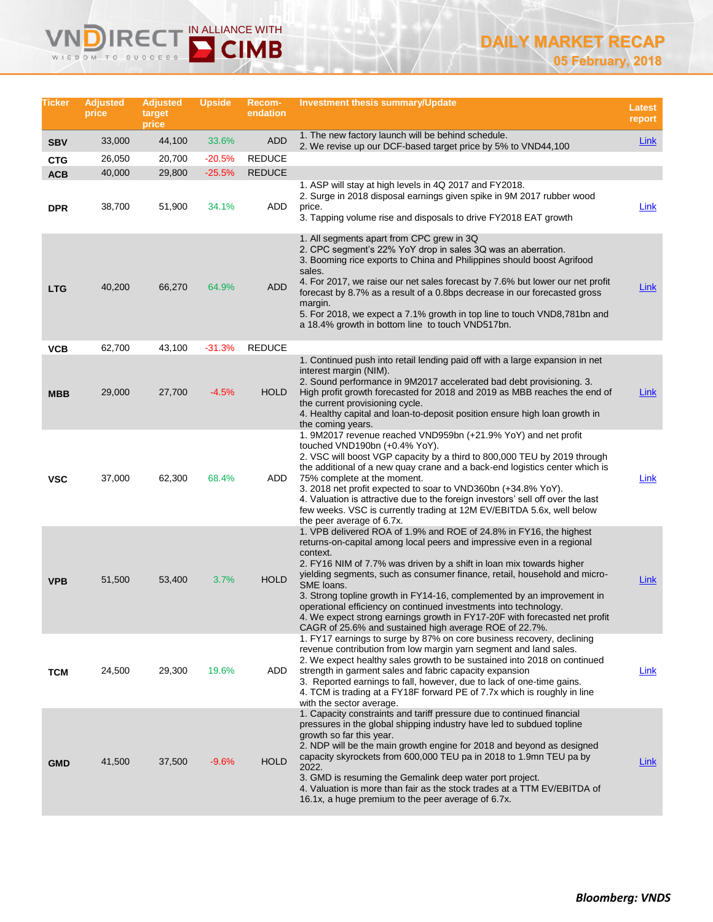# DAILY MARKET RECAP

05 February, 2018

| Ticker | Adjusted price | Adjusted target price | Upside | Recom-endation | Investment thesis summary/Update | Latest report |
|---|---|---|---|---|---|---|
| SBV | 33,000 | 44,100 | 33.6% | ADD | 1. The new factory launch will be behind schedule.<br>2. We revise up our DCF-based target price by 5% to VND44,100 | Link |
| CTG | 26,050 | 20,700 | -20.5% | REDUCE | | |
| ACB | 40,000 | 29,800 | -25.5% | REDUCE | | |
| DPR | 38,700 | 51,900 | 34.1% | ADD | 1. ASP will stay at high levels in 4Q 2017 and FY2018.<br>2. Surge in 2018 disposal earnings given spike in 9M 2017 rubber wood price.<br>3. Tapping volume rise and disposals to drive FY2018 EAT growth | Link |
| LTG | 40,200 | 66,270 | 64.9% | ADD | 1. All segments apart from CPC grew in 3Q<br>2. CPC segment's 22% YoY drop in sales 3Q was an aberration.<br>3. Booming rice exports to China and Philippines should boost Agrifood sales.<br>4. For 2017, we raise our net sales forecast by 7.6% but lower our net profit forecast by 8.7% as a result of a 0.8bps decrease in our forecasted gross margin.<br>5. For 2018, we expect a 7.1% growth in top line to touch VND8,781bn and a 18.4% growth in bottom line to touch VND517bn. | Link |
| VCB | 62,700 | 43,100 | -31.3% | REDUCE | | |
| MBB | 29,000 | 27,700 | -4.5% | HOLD | 1. Continued push into retail lending paid off with a large expansion in net interest margin (NIM).<br>2. Sound performance in 9M2017 accelerated bad debt provisioning. 3. High profit growth forecasted for 2018 and 2019 as MBB reaches the end of the current provisioning cycle.<br>4. Healthy capital and loan-to-deposit position ensure high loan growth in the coming years. | Link |
| VSC | 37,000 | 62,300 | 68.4% | ADD | 1. 9M2017 revenue reached VND959bn (+21.9% YoY) and net profit touched VND190bn (+0.4% YoY).<br>2. VSC will boost VGP capacity by a third to 800,000 TEU by 2019 through the additional of a new quay crane and a back-end logistics center which is 75% complete at the moment.<br>3. 2018 net profit expected to soar to VND360bn (+34.8% YoY).<br>4. Valuation is attractive due to the foreign investors' sell off over the last few weeks. VSC is currently trading at 12M EV/EBITDA 5.6x, well below the peer average of 6.7x. | Link |
| VPB | 51,500 | 53,400 | 3.7% | HOLD | 1. VPB delivered ROA of 1.9% and ROE of 24.8% in FY16, the highest returns-on-capital among local peers and impressive even in a regional context.<br>2. FY16 NIM of 7.7% was driven by a shift in loan mix towards higher yielding segments, such as consumer finance, retail, household and micro-SME loans.<br>3. Strong topline growth in FY14-16, complemented by an improvement in operational efficiency on continued investments into technology.<br>4. We expect strong earnings growth in FY17-20F with forecasted net profit CAGR of 25.6% and sustained high average ROE of 22.7%. | Link |
| TCM | 24,500 | 29,300 | 19.6% | ADD | 1. FY17 earnings to surge by 87% on core business recovery, declining revenue contribution from low margin yarn segment and land sales.<br>2. We expect healthy sales growth to be sustained into 2018 on continued strength in garment sales and fabric capacity expansion<br>3. Reported earnings to fall, however, due to lack of one-time gains.<br>4. TCM is trading at a FY18F forward PE of 7.7x which is roughly in line with the sector average. | Link |
| GMD | 41,500 | 37,500 | -9.6% | HOLD | 1. Capacity constraints and tariff pressure due to continued financial pressures in the global shipping industry have led to subdued topline growth so far this year.<br>2. NDP will be the main growth engine for 2018 and beyond as designed capacity skyrockets from 600,000 TEU pa in 2018 to 1.9mn TEU pa by 2022.<br>3. GMD is resuming the Gemalink deep water port project.<br>4. Valuation is more than fair as the stock trades at a TTM EV/EBITDA of 16.1x, a huge premium to the peer average of 6.7x. | Link |

***Bloomberg: VNDS***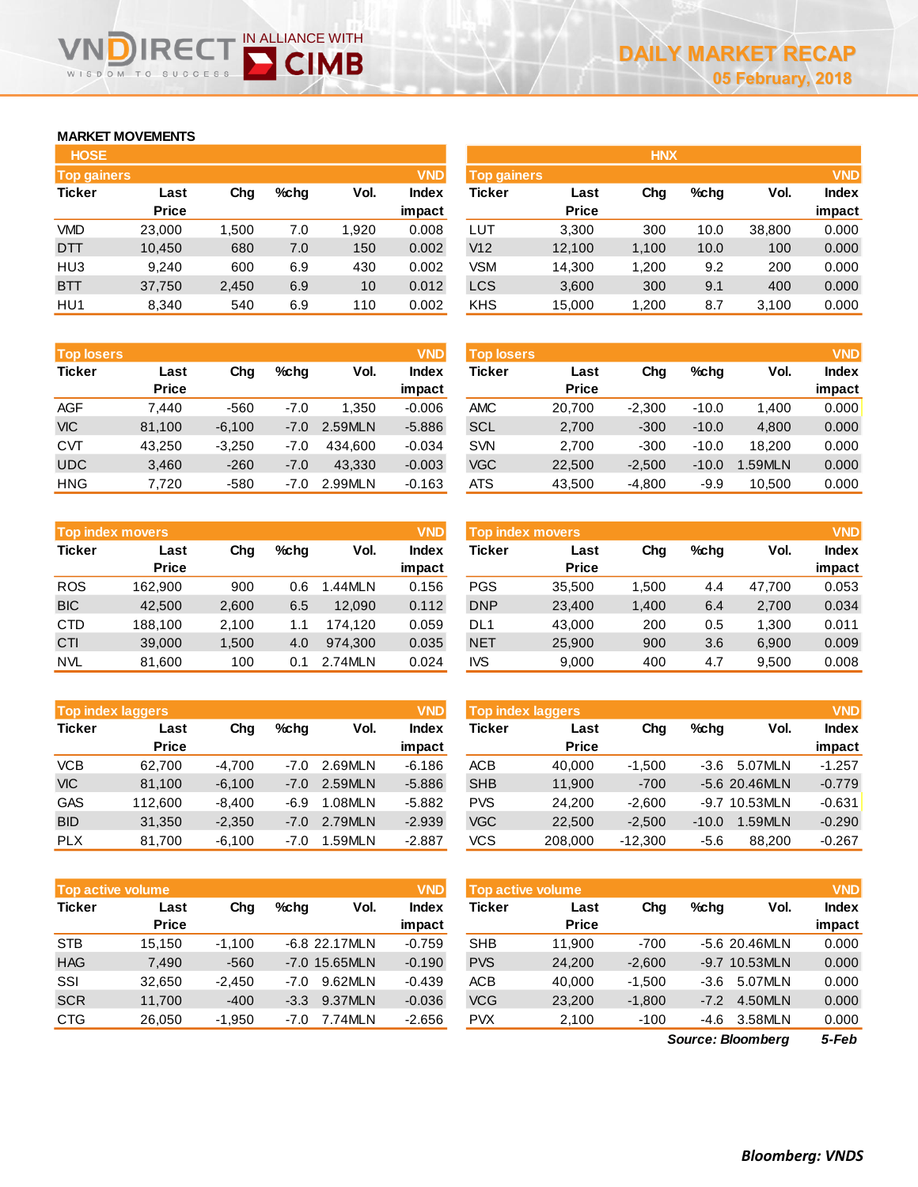# DAILY MARKET RECAP

05 February, 2018

## MARKET MOVEMENTS

### HOSE

**Top gainers** (VND)

| Ticker | Last Price | Chg | %chg | Vol. | Index impact |
|---|---|---|---|---|---|
| VMD | 23,000 | 1,500 | 7.0 | 1,920 | 0.008 |
| DTT | 10,450 | 680 | 7.0 | 150 | 0.002 |
| HU3 | 9,240 | 600 | 6.9 | 430 | 0.002 |
| BTT | 37,750 | 2,450 | 6.9 | 10 | 0.012 |
| HU1 | 8,340 | 540 | 6.9 | 110 | 0.002 |

**Top losers** (VND)

| Ticker | Last Price | Chg | %chg | Vol. | Index impact |
|---|---|---|---|---|---|
| AGF | 7,440 | -560 | -7.0 | 1,350 | -0.006 |
| VIC | 81,100 | -6,100 | -7.0 | 2.59MLN | -5.886 |
| CVT | 43,250 | -3,250 | -7.0 | 434,600 | -0.034 |
| UDC | 3,460 | -260 | -7.0 | 43,330 | -0.003 |
| HNG | 7,720 | -580 | -7.0 | 2.99MLN | -0.163 |

**Top index movers** (VND)

| Ticker | Last Price | Chg | %chg | Vol. | Index impact |
|---|---|---|---|---|---|
| ROS | 162,900 | 900 | 0.6 | 1.44MLN | 0.156 |
| BIC | 42,500 | 2,600 | 6.5 | 12,090 | 0.112 |
| CTD | 188,100 | 2,100 | 1.1 | 174,120 | 0.059 |
| CTI | 39,000 | 1,500 | 4.0 | 974,300 | 0.035 |
| NVL | 81,600 | 100 | 0.1 | 2.74MLN | 0.024 |

**Top index laggers** (VND)

| Ticker | Last Price | Chg | %chg | Vol. | Index impact |
|---|---|---|---|---|---|
| VCB | 62,700 | -4,700 | -7.0 | 2.69MLN | -6.186 |
| VIC | 81,100 | -6,100 | -7.0 | 2.59MLN | -5.886 |
| GAS | 112,600 | -8,400 | -6.9 | 1.08MLN | -5.882 |
| BID | 31,350 | -2,350 | -7.0 | 2.79MLN | -2.939 |
| PLX | 81,700 | -6,100 | -7.0 | 1.59MLN | -2.887 |

**Top active volume** (VND)

| Ticker | Last Price | Chg | %chg | Vol. | Index impact |
|---|---|---|---|---|---|
| STB | 15,150 | -1,100 | -6.8 | 22.17MLN | -0.759 |
| HAG | 7,490 | -560 | -7.0 | 15.65MLN | -0.190 |
| SSI | 32,650 | -2,450 | -7.0 | 9.62MLN | -0.439 |
| SCR | 11,700 | -400 | -3.3 | 9.37MLN | -0.036 |
| CTG | 26,050 | -1,950 | -7.0 | 7.74MLN | -2.656 |

### HNX

**Top gainers** (VND)

| Ticker | Last Price | Chg | %chg | Vol. | Index impact |
|---|---|---|---|---|---|
| LUT | 3,300 | 300 | 10.0 | 38,800 | 0.000 |
| V12 | 12,100 | 1,100 | 10.0 | 100 | 0.000 |
| VSM | 14,300 | 1,200 | 9.2 | 200 | 0.000 |
| LCS | 3,600 | 300 | 9.1 | 400 | 0.000 |
| KHS | 15,000 | 1,200 | 8.7 | 3,100 | 0.000 |

**Top losers** (VND)

| Ticker | Last Price | Chg | %chg | Vol. | Index impact |
|---|---|---|---|---|---|
| AMC | 20,700 | -2,300 | -10.0 | 1,400 | 0.000 |
| SCL | 2,700 | -300 | -10.0 | 4,800 | 0.000 |
| SVN | 2,700 | -300 | -10.0 | 18,200 | 0.000 |
| VGC | 22,500 | -2,500 | -10.0 | 1.59MLN | 0.000 |
| ATS | 43,500 | -4,800 | -9.9 | 10,500 | 0.000 |

**Top index movers** (VND)

| Ticker | Last Price | Chg | %chg | Vol. | Index impact |
|---|---|---|---|---|---|
| PGS | 35,500 | 1,500 | 4.4 | 47,700 | 0.053 |
| DNP | 23,400 | 1,400 | 6.4 | 2,700 | 0.034 |
| DL1 | 43,000 | 200 | 0.5 | 1,300 | 0.011 |
| NET | 25,900 | 900 | 3.6 | 6,900 | 0.009 |
| IVS | 9,000 | 400 | 4.7 | 9,500 | 0.008 |

**Top index laggers** (VND)

| Ticker | Last Price | Chg | %chg | Vol. | Index impact |
|---|---|---|---|---|---|
| ACB | 40,000 | -1,500 | -3.6 | 5.07MLN | -1.257 |
| SHB | 11,900 | -700 | -5.6 | 20.46MLN | -0.779 |
| PVS | 24,200 | -2,600 | -9.7 | 10.53MLN | -0.631 |
| VGC | 22,500 | -2,500 | -10.0 | 1.59MLN | -0.290 |
| VCS | 208,000 | -12,300 | -5.6 | 88,200 | -0.267 |

**Top active volume** (VND)

| Ticker | Last Price | Chg | %chg | Vol. | Index impact |
|---|---|---|---|---|---|
| SHB | 11,900 | -700 | -5.6 | 20.46MLN | 0.000 |
| PVS | 24,200 | -2,600 | -9.7 | 10.53MLN | 0.000 |
| ACB | 40,000 | -1,500 | -3.6 | 5.07MLN | 0.000 |
| VCG | 23,200 | -1,800 | -7.2 | 4.50MLN | 0.000 |
| PVX | 2,100 | -100 | -4.6 | 3.58MLN | 0.000 |

*Source: Bloomberg* *5-Feb*

***Bloomberg: VNDS***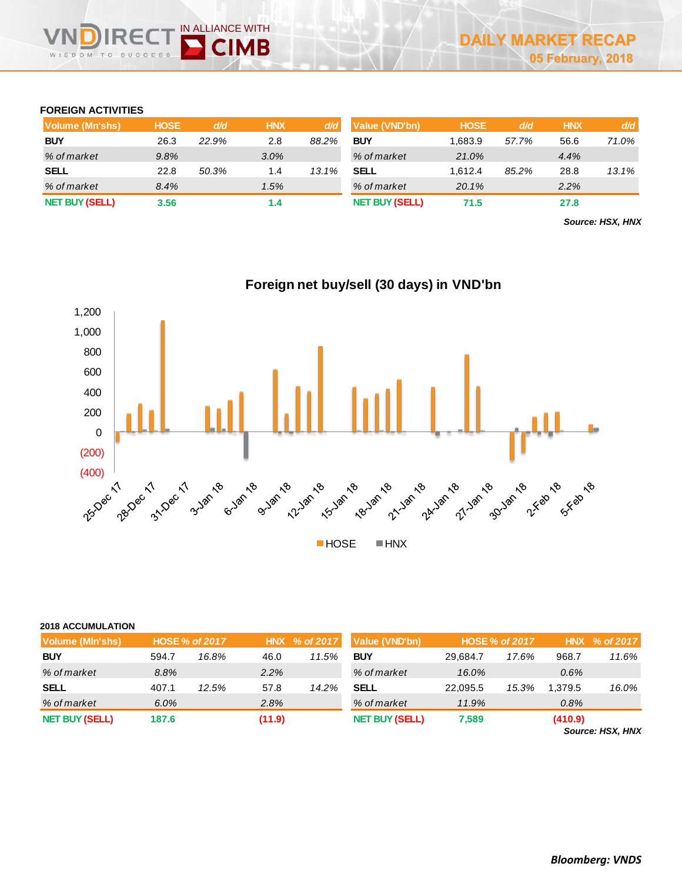## FOREIGN ACTIVITIES

| Volume (Mn'shs) | HOSE | d/d | HNX | d/d |
|---|---|---|---|---|
| **BUY** | 26.3 | *22.9%* | 2.8 | *88.2%* |
| *% of market* | *9.8%* | | *3.0%* | |
| **SELL** | 22.8 | *50.3%* | 1.4 | *13.1%* |
| *% of market* | *8.4%* | | *1.5%* | |
| **NET BUY (SELL)** | **3.56** | | **1.4** | |

| Value (VND'bn) | HOSE | d/d | HNX | d/d |
|---|---|---|---|---|
| **BUY** | 1,683.9 | *57.7%* | 56.6 | *71.0%* |
| *% of market* | *21.0%* | | *4.4%* | |
| **SELL** | 1,612.4 | *85.2%* | 28.8 | *13.1%* |
| *% of market* | *20.1%* | | *2.2%* | |
| **NET BUY (SELL)** | **71.5** | | **27.8** | |

***Source: HSX, HNX***

**Foreign net buy/sell (30 days) in VND'bn**

## 2018 ACCUMULATION

| Volume (MIn'shs) | HOSE | % of 2017 | HNX | % of 2017 |
|---|---|---|---|---|
| **BUY** | 594.7 | *16.8%* | 46.0 | *11.5%* |
| *% of market* | *8.8%* | | *2.2%* | |
| **SELL** | 407.1 | *12.5%* | 57.8 | *14.2%* |
| *% of market* | *6.0%* | | *2.8%* | |
| **NET BUY (SELL)** | **187.6** | | **(11.9)** | |

| Value (VND'bn) | HOSE | % of 2017 | HNX | % of 2017 |
|---|---|---|---|---|
| **BUY** | 29,684.7 | *17.6%* | 968.7 | *11.6%* |
| *% of market* | *16.0%* | | *0.6%* | |
| **SELL** | 22,095.5 | *15.3%* | 1,379.5 | *16.0%* |
| *% of market* | *11.9%* | | *0.8%* | |
| **NET BUY (SELL)** | **7,589** | | **(410.9)** | |

***Source: HSX, HNX***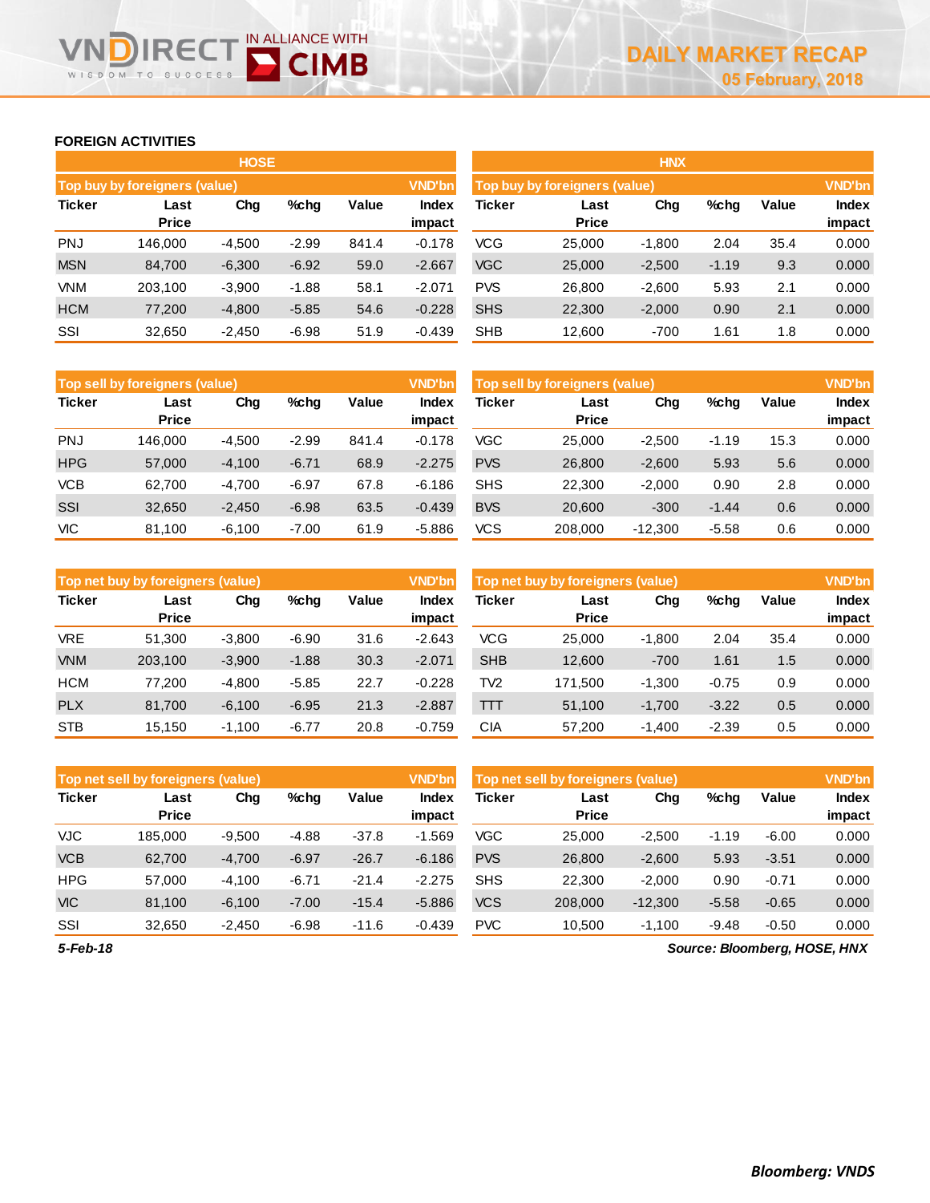## FOREIGN ACTIVITIES

### HOSE

| Top buy by foreigners (value) | | | | | VND'bn |
|---|---|---|---|---|---|
| Ticker | Last Price | Chg | %chg | Value | Index impact |
| PNJ | 146,000 | -4,500 | -2.99 | 841.4 | -0.178 |
| MSN | 84,700 | -6,300 | -6.92 | 59.0 | -2.667 |
| VNM | 203,100 | -3,900 | -1.88 | 58.1 | -2.071 |
| HCM | 77,200 | -4,800 | -5.85 | 54.6 | -0.228 |
| SSI | 32,650 | -2,450 | -6.98 | 51.9 | -0.439 |

| Top sell by foreigners (value) | | | | | VND'bn |
|---|---|---|---|---|---|
| Ticker | Last Price | Chg | %chg | Value | Index impact |
| PNJ | 146,000 | -4,500 | -2.99 | 841.4 | -0.178 |
| HPG | 57,000 | -4,100 | -6.71 | 68.9 | -2.275 |
| VCB | 62,700 | -4,700 | -6.97 | 67.8 | -6.186 |
| SSI | 32,650 | -2,450 | -6.98 | 63.5 | -0.439 |
| VIC | 81,100 | -6,100 | -7.00 | 61.9 | -5.886 |

| Top net buy by foreigners (value) | | | | | VND'bn |
|---|---|---|---|---|---|
| Ticker | Last Price | Chg | %chg | Value | Index impact |
| VRE | 51,300 | -3,800 | -6.90 | 31.6 | -2.643 |
| VNM | 203,100 | -3,900 | -1.88 | 30.3 | -2.071 |
| HCM | 77,200 | -4,800 | -5.85 | 22.7 | -0.228 |
| PLX | 81,700 | -6,100 | -6.95 | 21.3 | -2.887 |
| STB | 15,150 | -1,100 | -6.77 | 20.8 | -0.759 |

| Top net sell by foreigners (value) | | | | | VND'bn |
|---|---|---|---|---|---|
| Ticker | Last Price | Chg | %chg | Value | Index impact |
| VJC | 185,000 | -9,500 | -4.88 | -37.8 | -1.569 |
| VCB | 62,700 | -4,700 | -6.97 | -26.7 | -6.186 |
| HPG | 57,000 | -4,100 | -6.71 | -21.4 | -2.275 |
| VIC | 81,100 | -6,100 | -7.00 | -15.4 | -5.886 |
| SSI | 32,650 | -2,450 | -6.98 | -11.6 | -0.439 |

### HNX

| Top buy by foreigners (value) | | | | | VND'bn |
|---|---|---|---|---|---|
| Ticker | Last Price | Chg | %chg | Value | Index impact |
| VCG | 25,000 | -1,800 | 2.04 | 35.4 | 0.000 |
| VGC | 25,000 | -2,500 | -1.19 | 9.3 | 0.000 |
| PVS | 26,800 | -2,600 | 5.93 | 2.1 | 0.000 |
| SHS | 22,300 | -2,000 | 0.90 | 2.1 | 0.000 |
| SHB | 12,600 | -700 | 1.61 | 1.8 | 0.000 |

| Top sell by foreigners (value) | | | | | VND'bn |
|---|---|---|---|---|---|
| Ticker | Last Price | Chg | %chg | Value | Index impact |
| VGC | 25,000 | -2,500 | -1.19 | 15.3 | 0.000 |
| PVS | 26,800 | -2,600 | 5.93 | 5.6 | 0.000 |
| SHS | 22,300 | -2,000 | 0.90 | 2.8 | 0.000 |
| BVS | 20,600 | -300 | -1.44 | 0.6 | 0.000 |
| VCS | 208,000 | -12,300 | -5.58 | 0.6 | 0.000 |

| Top net buy by foreigners (value) | | | | | VND'bn |
|---|---|---|---|---|---|
| Ticker | Last Price | Chg | %chg | Value | Index impact |
| VCG | 25,000 | -1,800 | 2.04 | 35.4 | 0.000 |
| SHB | 12,600 | -700 | 1.61 | 1.5 | 0.000 |
| TV2 | 171,500 | -1,300 | -0.75 | 0.9 | 0.000 |
| TTT | 51,100 | -1,700 | -3.22 | 0.5 | 0.000 |
| CIA | 57,200 | -1,400 | -2.39 | 0.5 | 0.000 |

| Top net sell by foreigners (value) | | | | | VND'bn |
|---|---|---|---|---|---|
| Ticker | Last Price | Chg | %chg | Value | Index impact |
| VGC | 25,000 | -2,500 | -1.19 | -6.00 | 0.000 |
| PVS | 26,800 | -2,600 | 5.93 | -3.51 | 0.000 |
| SHS | 22,300 | -2,000 | 0.90 | -0.71 | 0.000 |
| VCS | 208,000 | -12,300 | -5.58 | -0.65 | 0.000 |
| PVC | 10,500 | -1,100 | -9.48 | -0.50 | 0.000 |

*5-Feb-18*

*Source: Bloomberg, HOSE, HNX*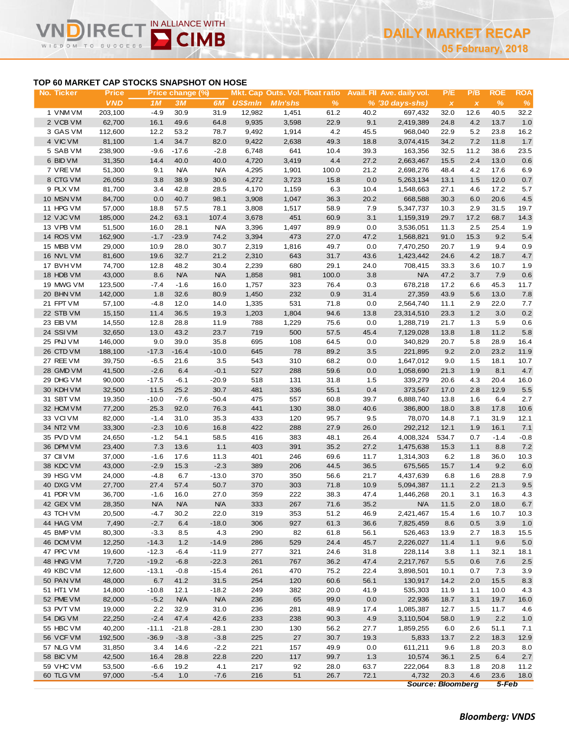DAILY MARKET RECAP

05 February, 2018

## TOP 60 MARKET CAP STOCKS SNAPSHOT ON HOSE

| No. | Ticker | Price | Price change (%) | | | Mkt. Cap | Outs. Vol. | Float ratio | Avail. FII | Ave. daily vol. | P/E | P/B | ROE | ROA |
|---|---|---|---|---|---|---|---|---|---|---|---|---|---|---|
| | | VND | 1M | 3M | 6M | US$mln | Mln'shs | % | % | ('30 days-shs) | x | x | % | % |
| 1 | VNM VM | 203,100 | -4.9 | 30.9 | 31.9 | 12,982 | 1,451 | 61.2 | 40.2 | 697,432 | 32.0 | 12.6 | 40.5 | 32.2 |
| 2 | VCB VM | 62,700 | 16.1 | 49.6 | 64.8 | 9,935 | 3,598 | 22.9 | 9.1 | 2,419,389 | 24.8 | 4.2 | 13.7 | 1.0 |
| 3 | GAS VM | 112,600 | 12.2 | 53.2 | 78.7 | 9,492 | 1,914 | 4.2 | 45.5 | 968,040 | 22.9 | 5.2 | 23.8 | 16.2 |
| 4 | VIC VM | 81,100 | 1.4 | 34.7 | 82.0 | 9,422 | 2,638 | 49.3 | 18.8 | 3,074,415 | 34.2 | 7.2 | 11.8 | 1.7 |
| 5 | SAB VM | 238,900 | -9.6 | -17.6 | -2.8 | 6,748 | 641 | 10.4 | 39.3 | 163,356 | 32.5 | 11.2 | 38.6 | 23.5 |
| 6 | BID VM | 31,350 | 14.4 | 40.0 | 40.0 | 4,720 | 3,419 | 4.4 | 27.2 | 2,663,467 | 15.5 | 2.4 | 13.0 | 0.6 |
| 7 | VRE VM | 51,300 | 9.1 | N/A | N/A | 4,295 | 1,901 | 100.0 | 21.2 | 2,698,276 | 48.4 | 4.2 | 17.6 | 6.9 |
| 8 | CTG VM | 26,050 | 3.8 | 38.9 | 30.6 | 4,272 | 3,723 | 15.8 | 0.0 | 5,263,134 | 13.1 | 1.5 | 12.0 | 0.7 |
| 9 | PLX VM | 81,700 | 3.4 | 42.8 | 28.5 | 4,170 | 1,159 | 6.3 | 10.4 | 1,548,663 | 27.1 | 4.6 | 17.2 | 5.7 |
| 10 | MSN VM | 84,700 | 0.0 | 40.7 | 98.1 | 3,908 | 1,047 | 36.3 | 20.2 | 668,588 | 30.3 | 6.0 | 20.6 | 4.5 |
| 11 | HPG VM | 57,000 | 18.8 | 57.5 | 78.1 | 3,808 | 1,517 | 58.9 | 7.9 | 5,347,737 | 10.3 | 2.9 | 31.5 | 19.7 |
| 12 | VJC VM | 185,000 | 24.2 | 63.1 | 107.4 | 3,678 | 451 | 60.9 | 3.1 | 1,159,319 | 29.7 | 17.2 | 68.7 | 14.3 |
| 13 | VPB VM | 51,500 | 16.0 | 28.1 | N/A | 3,396 | 1,497 | 89.9 | 0.0 | 3,536,051 | 11.3 | 2.5 | 25.4 | 1.9 |
| 14 | ROS VM | 162,900 | -1.7 | -23.9 | 74.2 | 3,394 | 473 | 27.0 | 47.2 | 1,568,821 | 91.0 | 15.3 | 9.2 | 5.4 |
| 15 | MBB VM | 29,000 | 10.9 | 28.0 | 30.7 | 2,319 | 1,816 | 49.7 | 0.0 | 7,470,250 | 20.7 | 1.9 | 9.4 | 0.9 |
| 16 | NVL VM | 81,600 | 19.6 | 32.7 | 21.2 | 2,310 | 643 | 31.7 | 43.6 | 1,423,442 | 24.6 | 4.2 | 18.7 | 4.7 |
| 17 | BVH VM | 74,700 | 12.8 | 48.2 | 30.4 | 2,239 | 680 | 29.1 | 24.0 | 708,415 | 33.3 | 3.6 | 10.7 | 1.9 |
| 18 | HDB VM | 43,000 | 8.6 | N/A | N/A | 1,858 | 981 | 100.0 | 3.8 | N/A | 47.2 | 3.7 | 7.9 | 0.6 |
| 19 | MWG VM | 123,500 | -7.4 | -1.6 | 16.0 | 1,757 | 323 | 76.4 | 0.3 | 678,218 | 17.2 | 6.6 | 45.3 | 11.7 |
| 20 | BHN VM | 142,000 | 1.8 | 32.6 | 80.9 | 1,450 | 232 | 0.9 | 31.4 | 27,359 | 43.9 | 5.6 | 13.0 | 7.8 |
| 21 | FPT VM | 57,100 | -4.8 | 12.0 | 14.0 | 1,335 | 531 | 71.8 | 0.0 | 2,564,740 | 11.1 | 2.9 | 22.0 | 7.7 |
| 22 | STB VM | 15,150 | 11.4 | 36.5 | 19.3 | 1,203 | 1,804 | 94.6 | 13.8 | 23,314,510 | 23.3 | 1.2 | 3.0 | 0.2 |
| 23 | EIB VM | 14,550 | 12.8 | 28.8 | 11.9 | 788 | 1,229 | 75.6 | 0.0 | 1,288,719 | 21.7 | 1.3 | 5.9 | 0.6 |
| 24 | SSI VM | 32,650 | 13.0 | 43.2 | 23.7 | 719 | 500 | 57.5 | 45.4 | 7,129,028 | 13.8 | 1.8 | 11.2 | 5.8 |
| 25 | PNJ VM | 146,000 | 9.0 | 39.0 | 35.8 | 695 | 108 | 64.5 | 0.0 | 340,829 | 20.7 | 5.8 | 28.9 | 16.4 |
| 26 | CTD VM | 188,100 | -17.3 | -16.4 | -10.0 | 645 | 78 | 89.2 | 3.5 | 221,895 | 9.2 | 2.0 | 23.2 | 11.9 |
| 27 | REE VM | 39,750 | -6.5 | 21.6 | 3.5 | 543 | 310 | 68.2 | 0.0 | 1,647,012 | 9.0 | 1.5 | 18.1 | 10.7 |
| 28 | GMD VM | 41,500 | -2.6 | 6.4 | -0.1 | 527 | 288 | 59.6 | 0.0 | 1,058,690 | 21.3 | 1.9 | 8.1 | 4.7 |
| 29 | DHG VM | 90,000 | -17.5 | -6.1 | -20.9 | 518 | 131 | 31.8 | 1.5 | 339,279 | 20.6 | 4.3 | 20.4 | 16.0 |
| 30 | KDH VM | 32,500 | 11.5 | 25.2 | 30.7 | 481 | 336 | 55.1 | 0.4 | 373,567 | 17.0 | 2.8 | 12.9 | 5.5 |
| 31 | SBT VM | 19,350 | -10.0 | -7.6 | -50.4 | 475 | 557 | 60.8 | 39.7 | 6,888,740 | 13.8 | 1.6 | 6.4 | 2.7 |
| 32 | HCM VM | 77,200 | 25.3 | 92.0 | 76.3 | 441 | 130 | 38.0 | 40.6 | 386,800 | 18.0 | 3.8 | 17.8 | 10.6 |
| 33 | VCI VM | 82,000 | -1.4 | 31.0 | 35.3 | 433 | 120 | 95.7 | 9.5 | 78,070 | 14.8 | 7.1 | 31.9 | 12.1 |
| 34 | NT2 VM | 33,300 | -2.3 | 10.6 | 16.8 | 422 | 288 | 27.9 | 26.0 | 292,212 | 12.1 | 1.9 | 16.1 | 7.1 |
| 35 | PVD VM | 24,650 | -1.2 | 54.1 | 58.5 | 416 | 383 | 48.1 | 26.4 | 4,008,324 | 534.7 | 0.7 | -1.4 | -0.8 |
| 36 | DPM VM | 23,400 | 7.3 | 13.6 | 1.1 | 403 | 391 | 35.2 | 27.2 | 1,475,638 | 15.3 | 1.1 | 8.8 | 7.2 |
| 37 | CII VM | 37,000 | -1.6 | 17.6 | 11.3 | 401 | 246 | 69.6 | 11.7 | 1,314,303 | 6.2 | 1.8 | 36.0 | 10.3 |
| 38 | KDC VM | 43,000 | -2.9 | 15.3 | -2.3 | 389 | 206 | 44.5 | 36.5 | 675,565 | 15.7 | 1.4 | 9.2 | 6.0 |
| 39 | HSG VM | 24,000 | -4.8 | 6.7 | -13.0 | 370 | 350 | 56.6 | 21.7 | 4,437,639 | 6.8 | 1.6 | 28.8 | 7.9 |
| 40 | DXG VM | 27,700 | 27.4 | 57.4 | 50.7 | 370 | 303 | 71.8 | 10.9 | 5,094,387 | 11.1 | 2.2 | 21.3 | 9.5 |
| 41 | PDR VM | 36,700 | -1.6 | 16.0 | 27.0 | 359 | 222 | 38.3 | 47.4 | 1,446,268 | 20.1 | 3.1 | 16.3 | 4.3 |
| 42 | GEX VM | 28,350 | N/A | N/A | N/A | 333 | 267 | 71.6 | 35.2 | N/A | 11.5 | 2.0 | 18.0 | 6.7 |
| 43 | TCH VM | 20,500 | -4.7 | 30.2 | 22.0 | 319 | 353 | 51.2 | 46.9 | 2,421,467 | 15.4 | 1.6 | 10.7 | 10.3 |
| 44 | HAG VM | 7,490 | -2.7 | 6.4 | -18.0 | 306 | 927 | 61.3 | 36.6 | 7,825,459 | 8.6 | 0.5 | 3.9 | 1.0 |
| 45 | BMP VM | 80,300 | -3.3 | 8.5 | 4.3 | 290 | 82 | 61.8 | 56.1 | 526,463 | 13.9 | 2.7 | 18.3 | 15.5 |
| 46 | DCM VM | 12,250 | -14.3 | 1.2 | -14.9 | 286 | 529 | 24.4 | 45.7 | 2,226,027 | 11.4 | 1.1 | 9.6 | 5.0 |
| 47 | PPC VM | 19,600 | -12.3 | -6.4 | -11.9 | 277 | 321 | 24.6 | 31.8 | 228,114 | 3.8 | 1.1 | 32.1 | 18.1 |
| 48 | HNG VM | 7,720 | -19.2 | -6.8 | -22.3 | 261 | 767 | 36.2 | 47.4 | 2,217,767 | 5.5 | 0.6 | 7.6 | 2.5 |
| 49 | KBC VM | 12,600 | -13.1 | -0.8 | -15.4 | 261 | 470 | 75.2 | 22.4 | 3,898,501 | 10.1 | 0.7 | 7.3 | 3.9 |
| 50 | PAN VM | 48,000 | 6.7 | 41.2 | 31.5 | 254 | 120 | 60.6 | 56.1 | 130,917 | 14.2 | 2.0 | 15.5 | 8.3 |
| 51 | HT1 VM | 14,800 | -10.8 | 12.1 | -18.2 | 249 | 382 | 20.0 | 41.9 | 535,303 | 11.9 | 1.1 | 10.0 | 4.3 |
| 52 | PME VM | 82,000 | -5.2 | N/A | N/A | 236 | 65 | 99.0 | 0.0 | 22,936 | 18.7 | 3.1 | 19.7 | 16.0 |
| 53 | PVT VM | 19,000 | 2.2 | 32.9 | 31.0 | 236 | 281 | 48.9 | 17.4 | 1,085,387 | 12.7 | 1.5 | 11.7 | 4.6 |
| 54 | DIG VM | 22,250 | -2.4 | 47.4 | 42.6 | 233 | 238 | 90.3 | 4.9 | 3,110,504 | 58.0 | 1.9 | 2.2 | 1.0 |
| 55 | HBC VM | 40,200 | -11.1 | -21.8 | -28.1 | 230 | 130 | 56.2 | 27.7 | 1,859,255 | 6.0 | 2.6 | 51.1 | 7.1 |
| 56 | VCF VM | 192,500 | -36.9 | -3.8 | -3.8 | 225 | 27 | 30.7 | 19.3 | 5,833 | 13.7 | 2.2 | 18.3 | 12.9 |
| 57 | NLG VM | 31,850 | 3.4 | 14.6 | -2.2 | 221 | 157 | 49.9 | 0.0 | 611,211 | 9.6 | 1.8 | 20.3 | 8.0 |
| 58 | BIC VM | 42,500 | 16.4 | 28.8 | 22.8 | 220 | 117 | 99.7 | 1.3 | 10,574 | 36.1 | 2.5 | 6.4 | 2.7 |
| 59 | VHC VM | 53,500 | -6.6 | 19.2 | 4.1 | 217 | 92 | 28.0 | 63.7 | 222,064 | 8.3 | 1.8 | 20.8 | 11.2 |
| 60 | TLG VM | 97,000 | -5.4 | 1.0 | -7.6 | 216 | 51 | 26.7 | 72.1 | 4,732 | 20.3 | 4.6 | 23.6 | 18.0 |

*Source: Bloomberg* *5-Feb*

***Bloomberg: VNDS***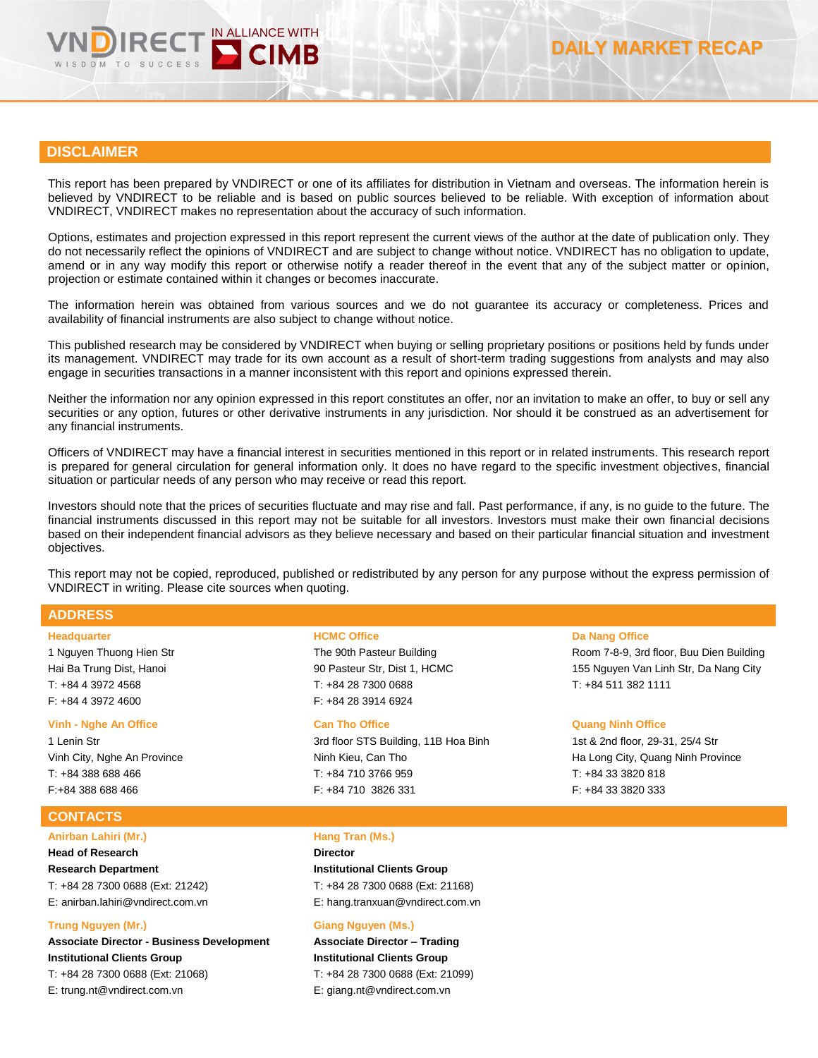## DISCLAIMER

This report has been prepared by VNDIRECT or one of its affiliates for distribution in Vietnam and overseas. The information herein is believed by VNDIRECT to be reliable and is based on public sources believed to be reliable. With exception of information about VNDIRECT, VNDIRECT makes no representation about the accuracy of such information.

Options, estimates and projection expressed in this report represent the current views of the author at the date of publication only. They do not necessarily reflect the opinions of VNDIRECT and are subject to change without notice. VNDIRECT has no obligation to update, amend or in any way modify this report or otherwise notify a reader thereof in the event that any of the subject matter or opinion, projection or estimate contained within it changes or becomes inaccurate.

The information herein was obtained from various sources and we do not guarantee its accuracy or completeness. Prices and availability of financial instruments are also subject to change without notice.

This published research may be considered by VNDIRECT when buying or selling proprietary positions or positions held by funds under its management. VNDIRECT may trade for its own account as a result of short-term trading suggestions from analysts and may also engage in securities transactions in a manner inconsistent with this report and opinions expressed therein.

Neither the information nor any opinion expressed in this report constitutes an offer, nor an invitation to make an offer, to buy or sell any securities or any option, futures or other derivative instruments in any jurisdiction. Nor should it be construed as an advertisement for any financial instruments.

Officers of VNDIRECT may have a financial interest in securities mentioned in this report or in related instruments. This research report is prepared for general circulation for general information only. It does no have regard to the specific investment objectives, financial situation or particular needs of any person who may receive or read this report.

Investors should note that the prices of securities fluctuate and may rise and fall. Past performance, if any, is no guide to the future. The financial instruments discussed in this report may not be suitable for all investors. Investors must make their own financial decisions based on their independent financial advisors as they believe necessary and based on their particular financial situation and investment objectives.

This report may not be copied, reproduced, published or redistributed by any person for any purpose without the express permission of VNDIRECT in writing. Please cite sources when quoting.

## ADDRESS

**Headquarter**
1 Nguyen Thuong Hien Str
Hai Ba Trung Dist, Hanoi
T: +84 4 3972 4568
F: +84 4 3972 4600

**HCMC Office**
The 90th Pasteur Building
90 Pasteur Str, Dist 1, HCMC
T: +84 28 7300 0688
F: +84 28 3914 6924

**Da Nang Office**
Room 7-8-9, 3rd floor, Buu Dien Building
155 Nguyen Van Linh Str, Da Nang City
T: +84 511 382 1111

**Vinh - Nghe An Office**
1 Lenin Str
Vinh City, Nghe An Province
T: +84 388 688 466
F:+84 388 688 466

**Can Tho Office**
3rd floor STS Building, 11B Hoa Binh
Ninh Kieu, Can Tho
T: +84 710 3766 959
F: +84 710 3826 331

**Quang Ninh Office**
1st & 2nd floor, 29-31, 25/4 Str
Ha Long City, Quang Ninh Province
T: +84 33 3820 818
F: +84 33 3820 333

## CONTACTS

**Anirban Lahiri (Mr.)**
**Head of Research**
**Research Department**
T: +84 28 7300 0688 (Ext: 21242)
E: anirban.lahiri@vndirect.com.vn

**Hang Tran (Ms.)**
**Director**
**Institutional Clients Group**
T: +84 28 7300 0688 (Ext: 21168)
E: hang.tranxuan@vndirect.com.vn

**Trung Nguyen (Mr.)**
**Associate Director - Business Development**
**Institutional Clients Group**
T: +84 28 7300 0688 (Ext: 21068)
E: trung.nt@vndirect.com.vn

**Giang Nguyen (Ms.)**
**Associate Director – Trading**
**Institutional Clients Group**
T: +84 28 7300 0688 (Ext: 21099)
E: giang.nt@vndirect.com.vn